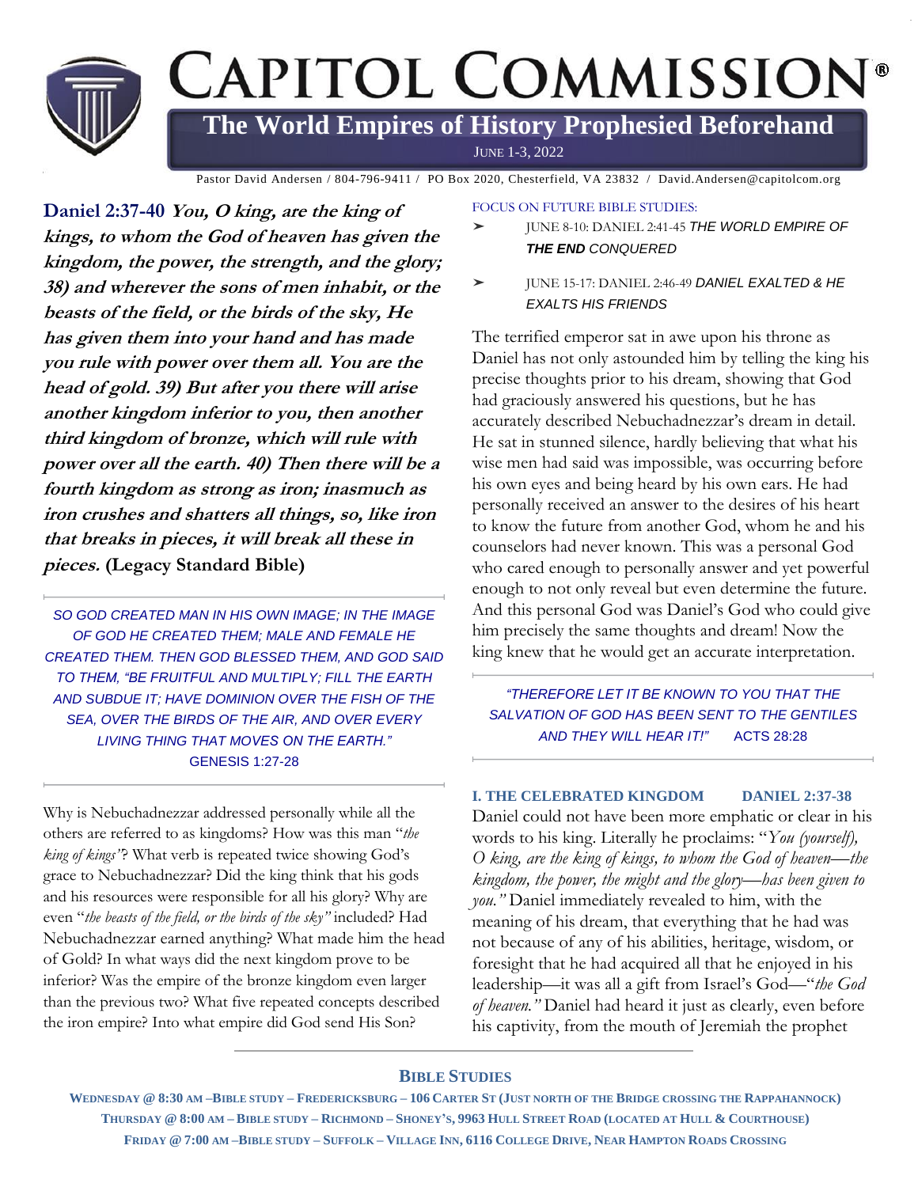# CAPITOL COMMISSION®

## The World Empires of History Prophesied Beforehand

JUNE 1-3, 2022

Pastor David Andersen / 804-796-9411 / PO Box 2020, Chesterfield, VA 23832 / David.Andersen@capitolcom.org

**Daniel 2:37-40** ***You, O king, are the king of kings, to whom the God of heaven has given the kingdom, the power, the strength, and the glory; 38) and wherever the sons of men inhabit, or the beasts of the field, or the birds of the sky, He has given them into your hand and has made you rule with power over them all. You are the head of gold. 39) But after you there will arise another kingdom inferior to you, then another third kingdom of bronze, which will rule with power over all the earth. 40) Then there will be a fourth kingdom as strong as iron; inasmuch as iron crushes and shatters all things, so, like iron that breaks in pieces, it will break all these in pieces.*** **(Legacy Standard Bible)**

---

*SO GOD CREATED MAN IN HIS OWN IMAGE; IN THE IMAGE OF GOD HE CREATED THEM; MALE AND FEMALE HE CREATED THEM. THEN GOD BLESSED THEM, AND GOD SAID TO THEM, "BE FRUITFUL AND MULTIPLY; FILL THE EARTH AND SUBDUE IT; HAVE DOMINION OVER THE FISH OF THE SEA, OVER THE BIRDS OF THE AIR, AND OVER EVERY LIVING THING THAT MOVES ON THE EARTH."* GENESIS 1:27-28

---

Why is Nebuchadnezzar addressed personally while all the others are referred to as kingdoms? How was this man "*the king of kings*"? What verb is repeated twice showing God's grace to Nebuchadnezzar? Did the king think that his gods and his resources were responsible for all his glory? Why are even "*the beasts of the field, or the birds of the sky"* included? Had Nebuchadnezzar earned anything? What made him the head of Gold? In what ways did the next kingdom prove to be inferior? Was the empire of the bronze kingdom even larger than the previous two? What five repeated concepts described the iron empire? Into what empire did God send His Son?

FOCUS ON FUTURE BIBLE STUDIES:

- JUNE 8-10: DANIEL 2:41-45 *THE WORLD EMPIRE OF **THE END** CONQUERED*
- JUNE 15-17: DANIEL 2:46-49 *DANIEL EXALTED & HE EXALTS HIS FRIENDS*

The terrified emperor sat in awe upon his throne as Daniel has not only astounded him by telling the king his precise thoughts prior to his dream, showing that God had graciously answered his questions, but he has accurately described Nebuchadnezzar's dream in detail. He sat in stunned silence, hardly believing that what his wise men had said was impossible, was occurring before his own eyes and being heard by his own ears. He had personally received an answer to the desires of his heart to know the future from another God, whom he and his counselors had never known. This was a personal God who cared enough to personally answer and yet powerful enough to not only reveal but even determine the future. And this personal God was Daniel's God who could give him precisely the same thoughts and dream! Now the king knew that he would get an accurate interpretation.

---

*"THEREFORE LET IT BE KNOWN TO YOU THAT THE SALVATION OF GOD HAS BEEN SENT TO THE GENTILES AND THEY WILL HEAR IT!"* ACTS 28:28

---

### I. THE CELEBRATED KINGDOM DANIEL 2:37-38

Daniel could not have been more emphatic or clear in his words to his king. Literally he proclaims: "*You (yourself), O king, are the king of kings, to whom the God of heaven—the kingdom, the power, the might and the glory—has been given to you."* Daniel immediately revealed to him, with the meaning of his dream, that everything that he had was not because of any of his abilities, heritage, wisdom, or foresight that he had acquired all that he enjoyed in his leadership—it was all a gift from Israel's God—"*the God of heaven."* Daniel had heard it just as clearly, even before his captivity, from the mouth of Jeremiah the prophet

---

**BIBLE STUDIES**

**WEDNESDAY @ 8:30 AM –BIBLE STUDY – FREDERICKSBURG – 106 CARTER ST (JUST NORTH OF THE BRIDGE CROSSING THE RAPPAHANNOCK)**
**THURSDAY @ 8:00 AM – BIBLE STUDY – RICHMOND – SHONEY'S, 9963 HULL STREET ROAD (LOCATED AT HULL & COURTHOUSE)**
**FRIDAY @ 7:00 AM –BIBLE STUDY – SUFFOLK – VILLAGE INN, 6116 COLLEGE DRIVE, NEAR HAMPTON ROADS CROSSING**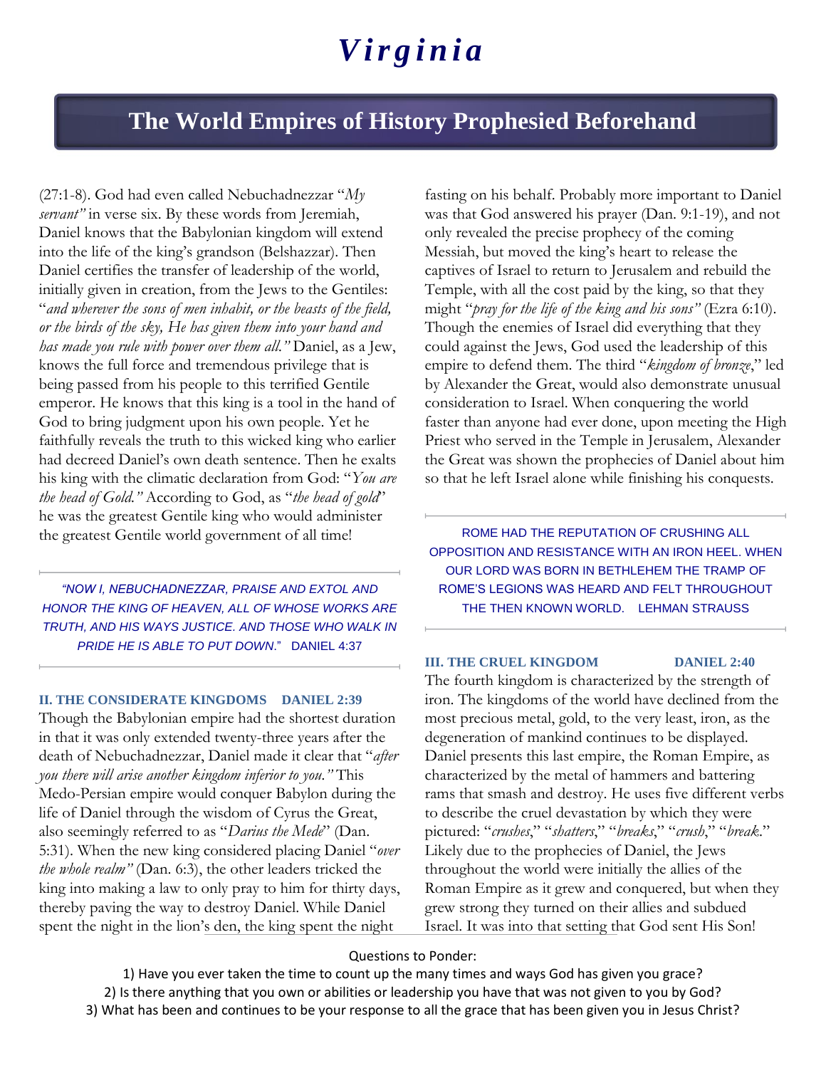# *Virginia*

## The World Empires of History Prophesied Beforehand

(27:1-8). God had even called Nebuchadnezzar "*My servant"* in verse six. By these words from Jeremiah, Daniel knows that the Babylonian kingdom will extend into the life of the king's grandson (Belshazzar). Then Daniel certifies the transfer of leadership of the world, initially given in creation, from the Jews to the Gentiles: "*and wherever the sons of men inhabit, or the beasts of the field, or the birds of the sky, He has given them into your hand and has made you rule with power over them all."* Daniel, as a Jew, knows the full force and tremendous privilege that is being passed from his people to this terrified Gentile emperor. He knows that this king is a tool in the hand of God to bring judgment upon his own people. Yet he faithfully reveals the truth to this wicked king who earlier had decreed Daniel's own death sentence. Then he exalts his king with the climatic declaration from God: "*You are the head of Gold."* According to God, as "*the head of gold*" he was the greatest Gentile king who would administer the greatest Gentile world government of all time!

> *"NOW I, NEBUCHADNEZZAR, PRAISE AND EXTOL AND HONOR THE KING OF HEAVEN, ALL OF WHOSE WORKS ARE TRUTH, AND HIS WAYS JUSTICE. AND THOSE WHO WALK IN PRIDE HE IS ABLE TO PUT DOWN."* DANIEL 4:37

### II. THE CONSIDERATE KINGDOMS DANIEL 2:39

Though the Babylonian empire had the shortest duration in that it was only extended twenty-three years after the death of Nebuchadnezzar, Daniel made it clear that "*after you there will arise another kingdom inferior to you."* This Medo-Persian empire would conquer Babylon during the life of Daniel through the wisdom of Cyrus the Great, also seemingly referred to as "*Darius the Mede*" (Dan. 5:31). When the new king considered placing Daniel "*over the whole realm"* (Dan. 6:3), the other leaders tricked the king into making a law to only pray to him for thirty days, thereby paving the way to destroy Daniel. While Daniel spent the night in the lion's den, the king spent the night fasting on his behalf. Probably more important to Daniel was that God answered his prayer (Dan. 9:1-19), and not only revealed the precise prophecy of the coming Messiah, but moved the king's heart to release the captives of Israel to return to Jerusalem and rebuild the Temple, with all the cost paid by the king, so that they might "*pray for the life of the king and his sons"* (Ezra 6:10). Though the enemies of Israel did everything that they could against the Jews, God used the leadership of this empire to defend them. The third "*kingdom of bronze*," led by Alexander the Great, would also demonstrate unusual consideration to Israel. When conquering the world faster than anyone had ever done, upon meeting the High Priest who served in the Temple in Jerusalem, Alexander the Great was shown the prophecies of Daniel about him so that he left Israel alone while finishing his conquests.

> ROME HAD THE REPUTATION OF CRUSHING ALL OPPOSITION AND RESISTANCE WITH AN IRON HEEL. WHEN OUR LORD WAS BORN IN BETHLEHEM THE TRAMP OF ROME'S LEGIONS WAS HEARD AND FELT THROUGHOUT THE THEN KNOWN WORLD. LEHMAN STRAUSS

### III. THE CRUEL KINGDOM DANIEL 2:40

The fourth kingdom is characterized by the strength of iron. The kingdoms of the world have declined from the most precious metal, gold, to the very least, iron, as the degeneration of mankind continues to be displayed. Daniel presents this last empire, the Roman Empire, as characterized by the metal of hammers and battering rams that smash and destroy. He uses five different verbs to describe the cruel devastation by which they were pictured: "*crushes*," "*shatters*," "*breaks*," "*crush*," "*break*." Likely due to the prophecies of Daniel, the Jews throughout the world were initially the allies of the Roman Empire as it grew and conquered, but when they grew strong they turned on their allies and subdued Israel. It was into that setting that God sent His Son!

Questions to Ponder:

1) Have you ever taken the time to count up the many times and ways God has given you grace?
2) Is there anything that you own or abilities or leadership you have that was not given to you by God?
3) What has been and continues to be your response to all the grace that has been given you in Jesus Christ?